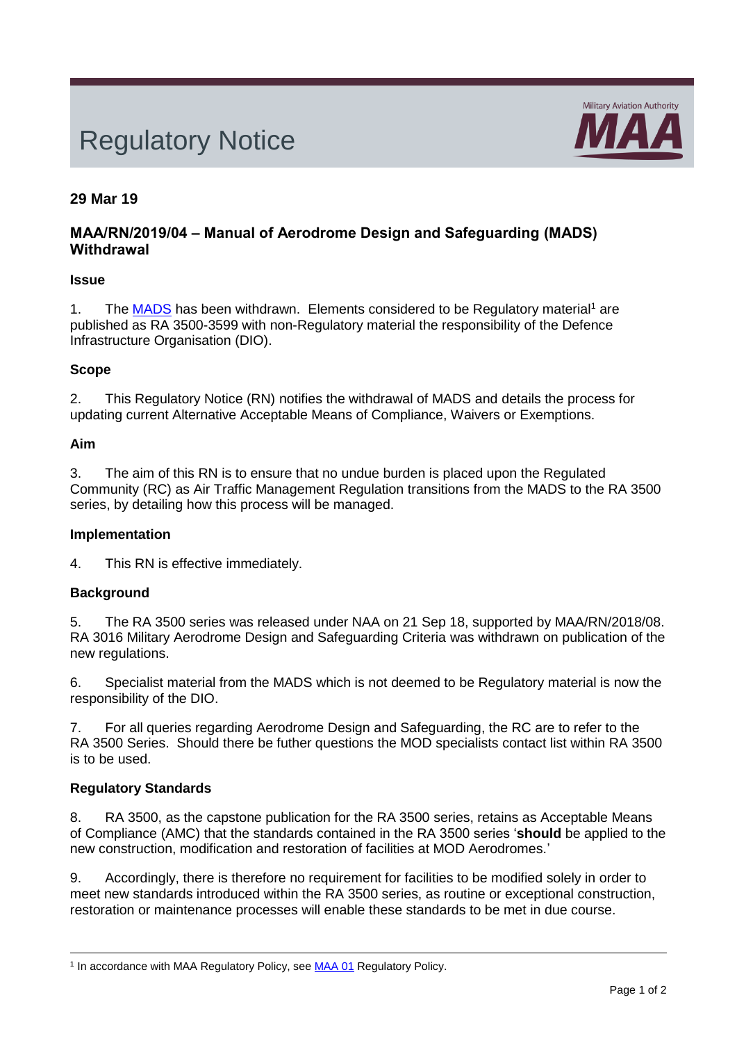# Regulatory Notice

Military Aviation Authority MAA

**29 Mar 19**

## MAA/RN/2019/04 – Manual of Aerodrome Design and Safeguarding (MADS) Withdrawal

### Issue

1. The MADS has been withdrawn. Elements considered to be Regulatory material[1] are published as RA 3500-3599 with non-Regulatory material the responsibility of the Defence Infrastructure Organisation (DIO).

### Scope

2. This Regulatory Notice (RN) notifies the withdrawal of MADS and details the process for updating current Alternative Acceptable Means of Compliance, Waivers or Exemptions.

### Aim

3. The aim of this RN is to ensure that no undue burden is placed upon the Regulated Community (RC) as Air Traffic Management Regulation transitions from the MADS to the RA 3500 series, by detailing how this process will be managed.

### Implementation

4. This RN is effective immediately.

### Background

5. The RA 3500 series was released under NAA on 21 Sep 18, supported by MAA/RN/2018/08. RA 3016 Military Aerodrome Design and Safeguarding Criteria was withdrawn on publication of the new regulations.

6. Specialist material from the MADS which is not deemed to be Regulatory material is now the responsibility of the DIO.

7. For all queries regarding Aerodrome Design and Safeguarding, the RC are to refer to the RA 3500 Series. Should there be futher questions the MOD specialists contact list within RA 3500 is to be used.

### Regulatory Standards

8. RA 3500, as the capstone publication for the RA 3500 series, retains as Acceptable Means of Compliance (AMC) that the standards contained in the RA 3500 series '**should** be applied to the new construction, modification and restoration of facilities at MOD Aerodromes.'

9. Accordingly, there is therefore no requirement for facilities to be modified solely in order to meet new standards introduced within the RA 3500 series, as routine or exceptional construction, restoration or maintenance processes will enable these standards to be met in due course.

---

[1] In accordance with MAA Regulatory Policy, see MAA 01 Regulatory Policy.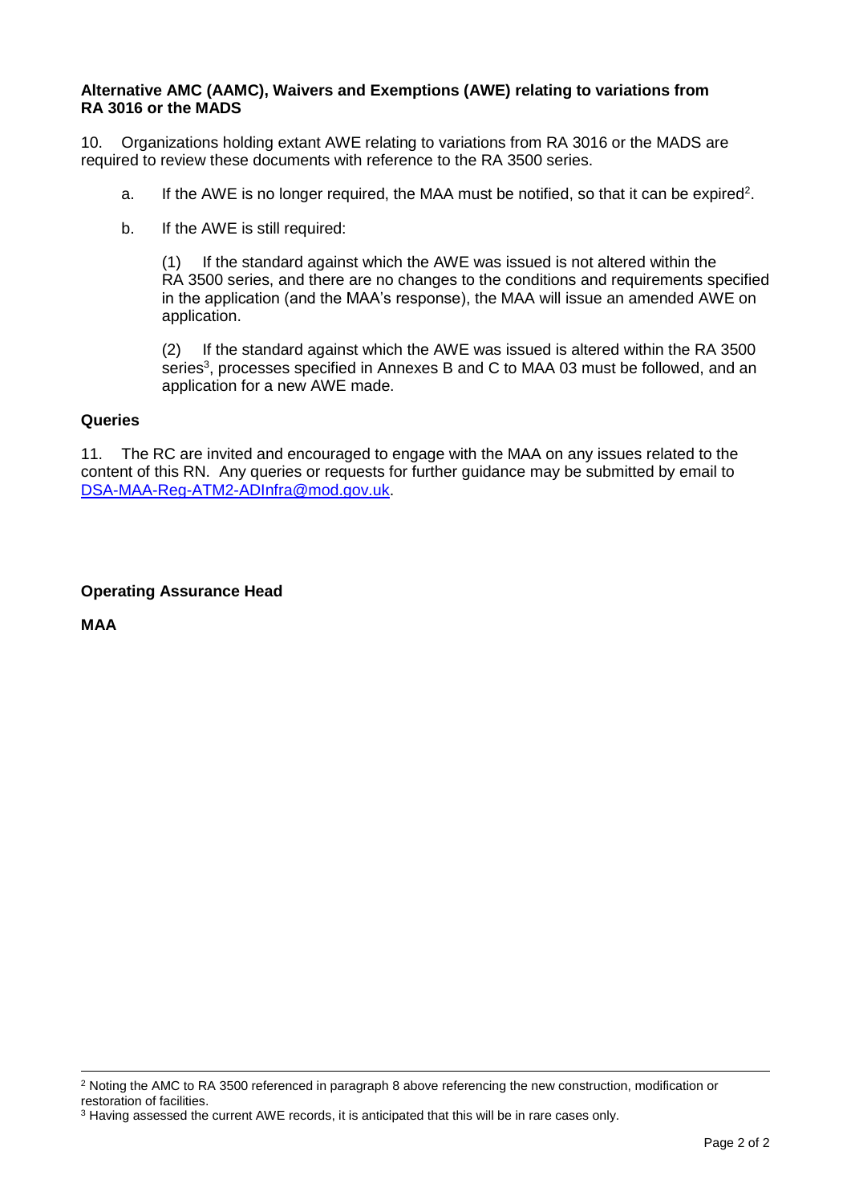**Alternative AMC (AAMC), Waivers and Exemptions (AWE) relating to variations from RA 3016 or the MADS**

10. Organizations holding extant AWE relating to variations from RA 3016 or the MADS are required to review these documents with reference to the RA 3500 series.

a. If the AWE is no longer required, the MAA must be notified, so that it can be expired[2].

b. If the AWE is still required:

(1) If the standard against which the AWE was issued is not altered within the RA 3500 series, and there are no changes to the conditions and requirements specified in the application (and the MAA's response), the MAA will issue an amended AWE on application.

(2) If the standard against which the AWE was issued is altered within the RA 3500 series[3], processes specified in Annexes B and C to MAA 03 must be followed, and an application for a new AWE made.

**Queries**

11. The RC are invited and encouraged to engage with the MAA on any issues related to the content of this RN. Any queries or requests for further guidance may be submitted by email to DSA-MAA-Reg-ATM2-ADInfra@mod.gov.uk.

**Operating Assurance Head**

**MAA**

---

[2] Noting the AMC to RA 3500 referenced in paragraph 8 above referencing the new construction, modification or restoration of facilities.

[3] Having assessed the current AWE records, it is anticipated that this will be in rare cases only.